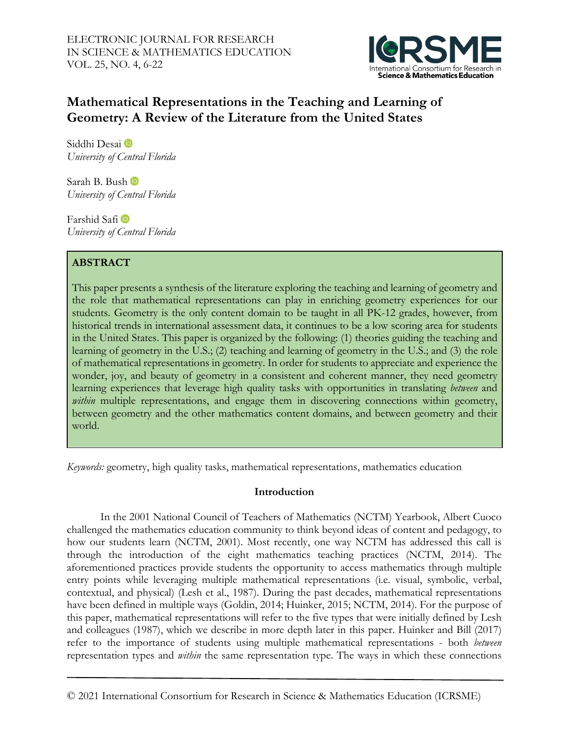# Mathematical Representations in the Teaching and Learning of Geometry: A Review of the Literature from the United States

Siddhi Desai
*University of Central Florida*

Sarah B. Bush
*University of Central Florida*

Farshid Safi
*University of Central Florida*

## ABSTRACT

This paper presents a synthesis of the literature exploring the teaching and learning of geometry and the role that mathematical representations can play in enriching geometry experiences for our students. Geometry is the only content domain to be taught in all PK-12 grades, however, from historical trends in international assessment data, it continues to be a low scoring area for students in the United States. This paper is organized by the following: (1) theories guiding the teaching and learning of geometry in the U.S.; (2) teaching and learning of geometry in the U.S.; and (3) the role of mathematical representations in geometry. In order for students to appreciate and experience the wonder, joy, and beauty of geometry in a consistent and coherent manner, they need geometry learning experiences that leverage high quality tasks with opportunities in translating *between* and *within* multiple representations, and engage them in discovering connections within geometry, between geometry and the other mathematics content domains, and between geometry and their world.

*Keywords:* geometry, high quality tasks, mathematical representations, mathematics education

## Introduction

In the 2001 National Council of Teachers of Mathematics (NCTM) Yearbook, Albert Cuoco challenged the mathematics education community to think beyond ideas of content and pedagogy, to how our students learn (NCTM, 2001). Most recently, one way NCTM has addressed this call is through the introduction of the eight mathematics teaching practices (NCTM, 2014). The aforementioned practices provide students the opportunity to access mathematics through multiple entry points while leveraging multiple mathematical representations (i.e. visual, symbolic, verbal, contextual, and physical) (Lesh et al., 1987). During the past decades, mathematical representations have been defined in multiple ways (Goldin, 2014; Huinker, 2015; NCTM, 2014). For the purpose of this paper, mathematical representations will refer to the five types that were initially defined by Lesh and colleagues (1987), which we describe in more depth later in this paper. Huinker and Bill (2017) refer to the importance of students using multiple mathematical representations - both *between* representation types and *within* the same representation type. The ways in which these connections

© 2021 International Consortium for Research in Science & Mathematics Education (ICRSME)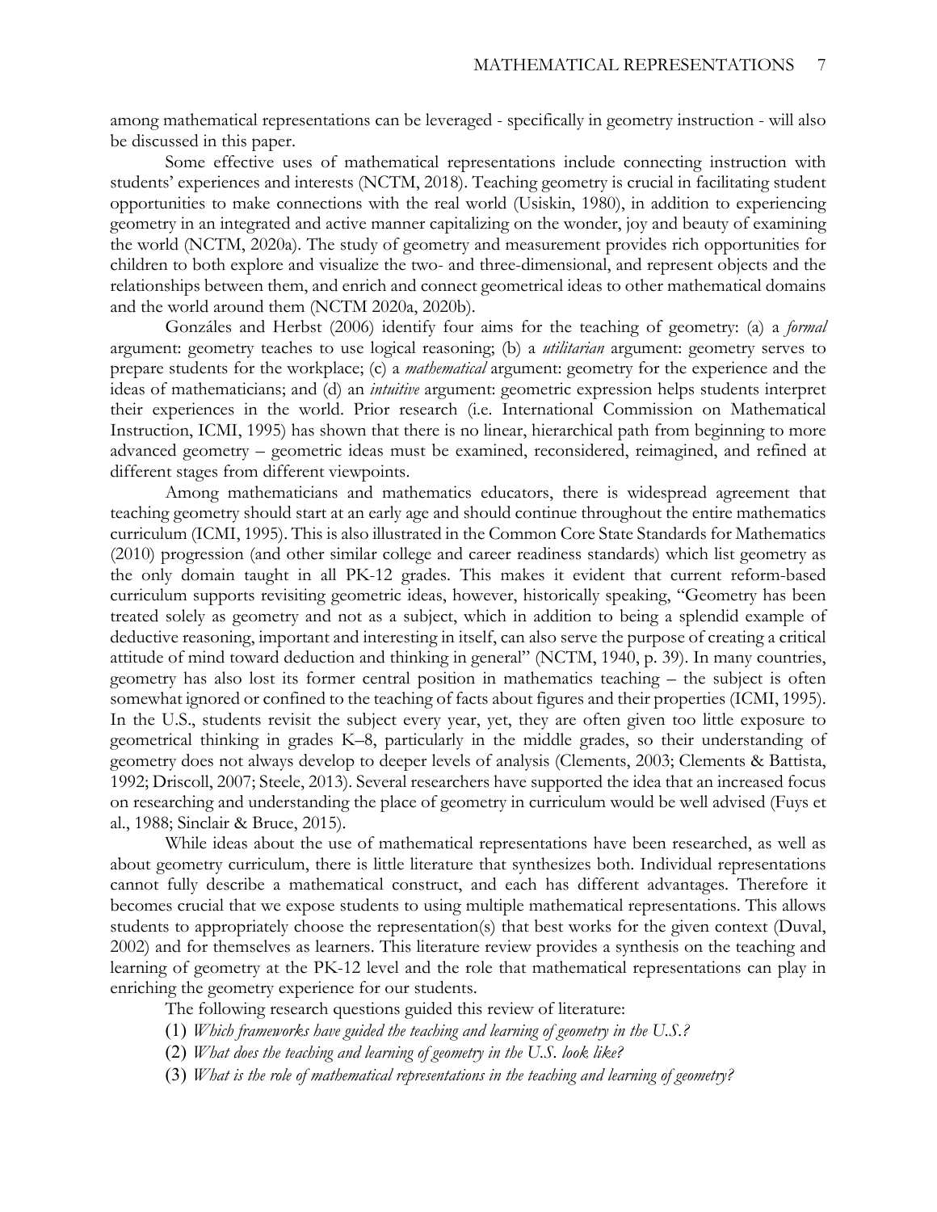among mathematical representations can be leveraged - specifically in geometry instruction - will also be discussed in this paper.

Some effective uses of mathematical representations include connecting instruction with students' experiences and interests (NCTM, 2018). Teaching geometry is crucial in facilitating student opportunities to make connections with the real world (Usiskin, 1980), in addition to experiencing geometry in an integrated and active manner capitalizing on the wonder, joy and beauty of examining the world (NCTM, 2020a). The study of geometry and measurement provides rich opportunities for children to both explore and visualize the two- and three-dimensional, and represent objects and the relationships between them, and enrich and connect geometrical ideas to other mathematical domains and the world around them (NCTM 2020a, 2020b).

Gonzáles and Herbst (2006) identify four aims for the teaching of geometry: (a) a *formal* argument: geometry teaches to use logical reasoning; (b) a *utilitarian* argument: geometry serves to prepare students for the workplace; (c) a *mathematical* argument: geometry for the experience and the ideas of mathematicians; and (d) an *intuitive* argument: geometric expression helps students interpret their experiences in the world. Prior research (i.e. International Commission on Mathematical Instruction, ICMI, 1995) has shown that there is no linear, hierarchical path from beginning to more advanced geometry – geometric ideas must be examined, reconsidered, reimagined, and refined at different stages from different viewpoints.

Among mathematicians and mathematics educators, there is widespread agreement that teaching geometry should start at an early age and should continue throughout the entire mathematics curriculum (ICMI, 1995). This is also illustrated in the Common Core State Standards for Mathematics (2010) progression (and other similar college and career readiness standards) which list geometry as the only domain taught in all PK-12 grades. This makes it evident that current reform-based curriculum supports revisiting geometric ideas, however, historically speaking, "Geometry has been treated solely as geometry and not as a subject, which in addition to being a splendid example of deductive reasoning, important and interesting in itself, can also serve the purpose of creating a critical attitude of mind toward deduction and thinking in general" (NCTM, 1940, p. 39). In many countries, geometry has also lost its former central position in mathematics teaching – the subject is often somewhat ignored or confined to the teaching of facts about figures and their properties (ICMI, 1995). In the U.S., students revisit the subject every year, yet, they are often given too little exposure to geometrical thinking in grades K–8, particularly in the middle grades, so their understanding of geometry does not always develop to deeper levels of analysis (Clements, 2003; Clements & Battista, 1992; Driscoll, 2007; Steele, 2013). Several researchers have supported the idea that an increased focus on researching and understanding the place of geometry in curriculum would be well advised (Fuys et al., 1988; Sinclair & Bruce, 2015).

While ideas about the use of mathematical representations have been researched, as well as about geometry curriculum, there is little literature that synthesizes both. Individual representations cannot fully describe a mathematical construct, and each has different advantages. Therefore it becomes crucial that we expose students to using multiple mathematical representations. This allows students to appropriately choose the representation(s) that best works for the given context (Duval, 2002) and for themselves as learners. This literature review provides a synthesis on the teaching and learning of geometry at the PK-12 level and the role that mathematical representations can play in enriching the geometry experience for our students.

The following research questions guided this review of literature:

(1) *Which frameworks have guided the teaching and learning of geometry in the U.S.?*

(2) *What does the teaching and learning of geometry in the U.S. look like?*

(3) *What is the role of mathematical representations in the teaching and learning of geometry?*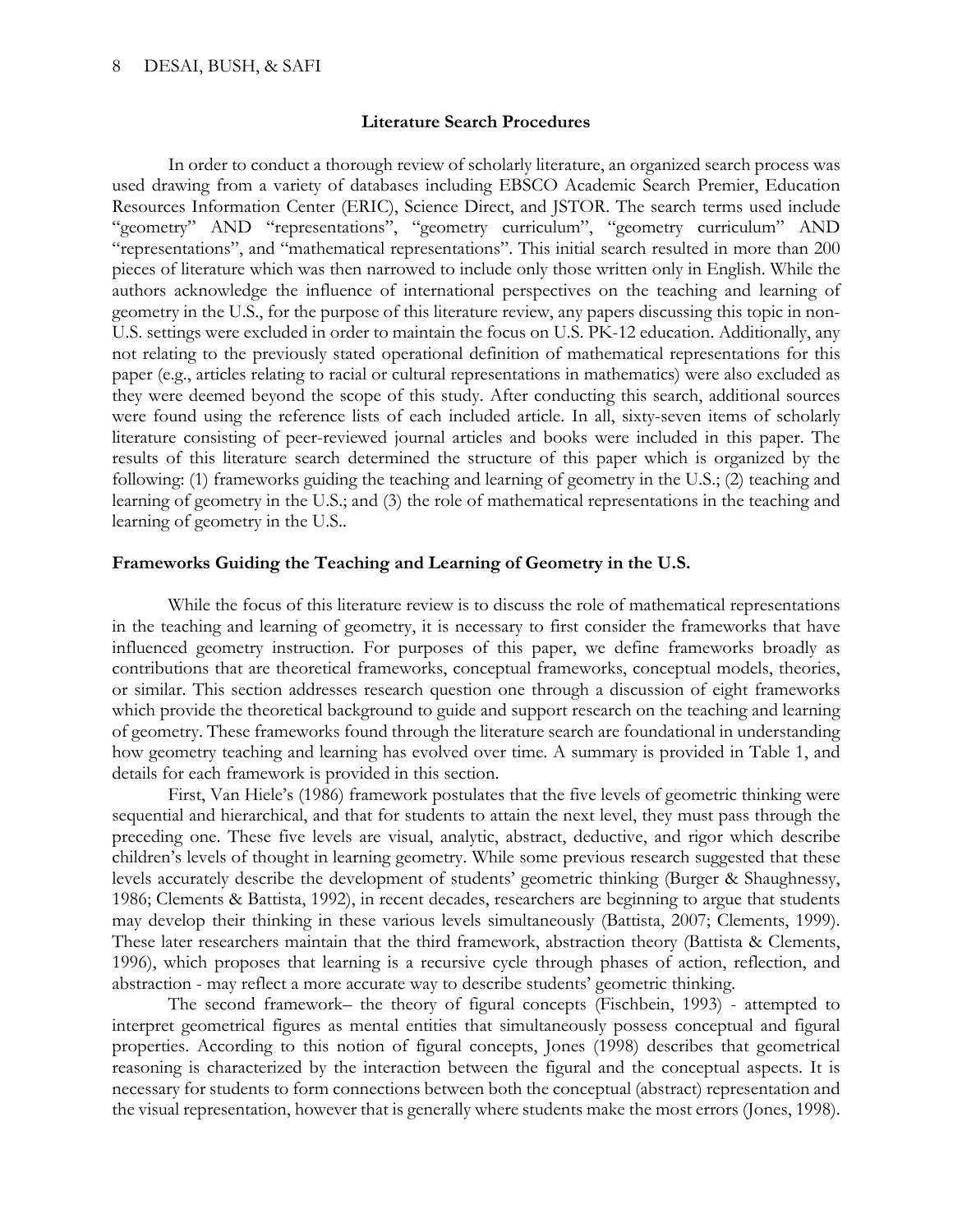### Literature Search Procedures

In order to conduct a thorough review of scholarly literature, an organized search process was used drawing from a variety of databases including EBSCO Academic Search Premier, Education Resources Information Center (ERIC), Science Direct, and JSTOR. The search terms used include "geometry" AND "representations", "geometry curriculum", "geometry curriculum" AND "representations", and "mathematical representations". This initial search resulted in more than 200 pieces of literature which was then narrowed to include only those written only in English. While the authors acknowledge the influence of international perspectives on the teaching and learning of geometry in the U.S., for the purpose of this literature review, any papers discussing this topic in non-U.S. settings were excluded in order to maintain the focus on U.S. PK-12 education. Additionally, any not relating to the previously stated operational definition of mathematical representations for this paper (e.g., articles relating to racial or cultural representations in mathematics) were also excluded as they were deemed beyond the scope of this study. After conducting this search, additional sources were found using the reference lists of each included article. In all, sixty-seven items of scholarly literature consisting of peer-reviewed journal articles and books were included in this paper. The results of this literature search determined the structure of this paper which is organized by the following: (1) frameworks guiding the teaching and learning of geometry in the U.S.; (2) teaching and learning of geometry in the U.S.; and (3) the role of mathematical representations in the teaching and learning of geometry in the U.S..

### Frameworks Guiding the Teaching and Learning of Geometry in the U.S.

While the focus of this literature review is to discuss the role of mathematical representations in the teaching and learning of geometry, it is necessary to first consider the frameworks that have influenced geometry instruction. For purposes of this paper, we define frameworks broadly as contributions that are theoretical frameworks, conceptual frameworks, conceptual models, theories, or similar. This section addresses research question one through a discussion of eight frameworks which provide the theoretical background to guide and support research on the teaching and learning of geometry. These frameworks found through the literature search are foundational in understanding how geometry teaching and learning has evolved over time. A summary is provided in Table 1, and details for each framework is provided in this section.

First, Van Hiele's (1986) framework postulates that the five levels of geometric thinking were sequential and hierarchical, and that for students to attain the next level, they must pass through the preceding one. These five levels are visual, analytic, abstract, deductive, and rigor which describe children's levels of thought in learning geometry. While some previous research suggested that these levels accurately describe the development of students' geometric thinking (Burger & Shaughnessy, 1986; Clements & Battista, 1992), in recent decades, researchers are beginning to argue that students may develop their thinking in these various levels simultaneously (Battista, 2007; Clements, 1999). These later researchers maintain that the third framework, abstraction theory (Battista & Clements, 1996), which proposes that learning is a recursive cycle through phases of action, reflection, and abstraction - may reflect a more accurate way to describe students' geometric thinking.

The second framework– the theory of figural concepts (Fischbein, 1993) - attempted to interpret geometrical figures as mental entities that simultaneously possess conceptual and figural properties. According to this notion of figural concepts, Jones (1998) describes that geometrical reasoning is characterized by the interaction between the figural and the conceptual aspects. It is necessary for students to form connections between both the conceptual (abstract) representation and the visual representation, however that is generally where students make the most errors (Jones, 1998).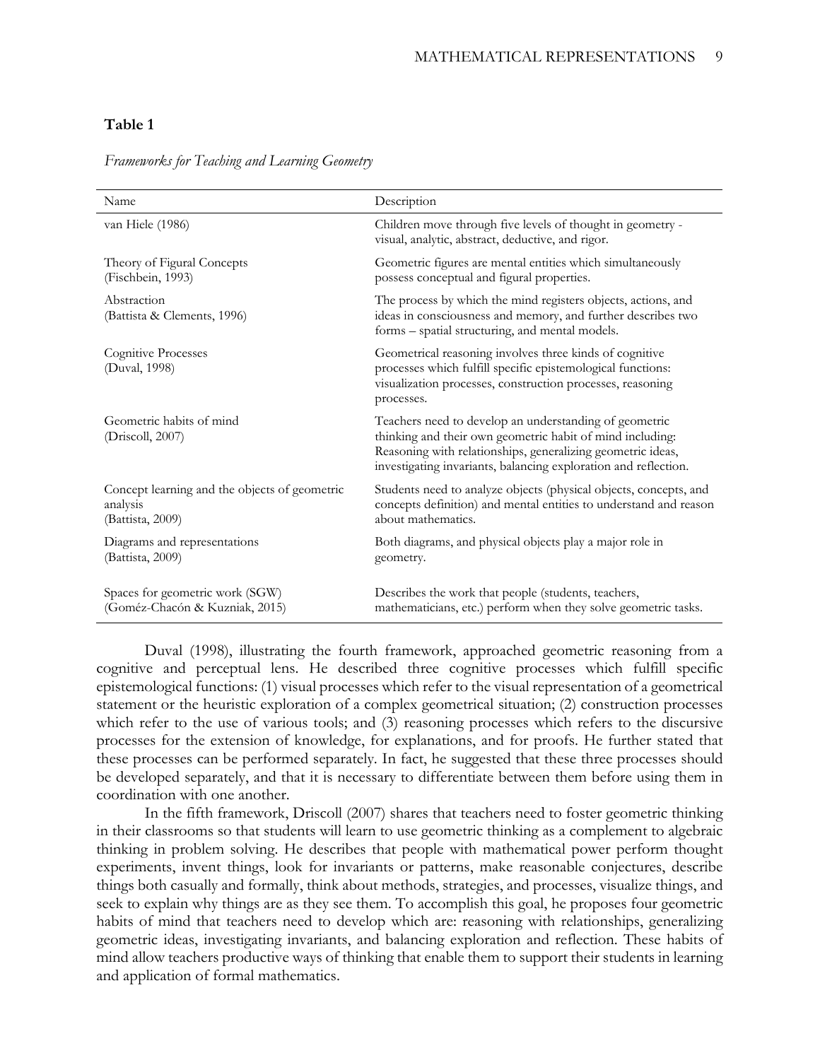**Table 1**

*Frameworks for Teaching and Learning Geometry*

| Name | Description |
|---|---|
| van Hiele (1986) | Children move through five levels of thought in geometry - visual, analytic, abstract, deductive, and rigor. |
| Theory of Figural Concepts (Fischbein, 1993) | Geometric figures are mental entities which simultaneously possess conceptual and figural properties. |
| Abstraction (Battista & Clements, 1996) | The process by which the mind registers objects, actions, and ideas in consciousness and memory, and further describes two forms – spatial structuring, and mental models. |
| Cognitive Processes (Duval, 1998) | Geometrical reasoning involves three kinds of cognitive processes which fulfill specific epistemological functions: visualization processes, construction processes, reasoning processes. |
| Geometric habits of mind (Driscoll, 2007) | Teachers need to develop an understanding of geometric thinking and their own geometric habit of mind including: Reasoning with relationships, generalizing geometric ideas, investigating invariants, balancing exploration and reflection. |
| Concept learning and the objects of geometric analysis (Battista, 2009) | Students need to analyze objects (physical objects, concepts, and concepts definition) and mental entities to understand and reason about mathematics. |
| Diagrams and representations (Battista, 2009) | Both diagrams, and physical objects play a major role in geometry. |
| Spaces for geometric work (SGW) (Goméz-Chacón & Kuzniak, 2015) | Describes the work that people (students, teachers, mathematicians, etc.) perform when they solve geometric tasks. |

Duval (1998), illustrating the fourth framework, approached geometric reasoning from a cognitive and perceptual lens. He described three cognitive processes which fulfill specific epistemological functions: (1) visual processes which refer to the visual representation of a geometrical statement or the heuristic exploration of a complex geometrical situation; (2) construction processes which refer to the use of various tools; and (3) reasoning processes which refers to the discursive processes for the extension of knowledge, for explanations, and for proofs. He further stated that these processes can be performed separately. In fact, he suggested that these three processes should be developed separately, and that it is necessary to differentiate between them before using them in coordination with one another.

In the fifth framework, Driscoll (2007) shares that teachers need to foster geometric thinking in their classrooms so that students will learn to use geometric thinking as a complement to algebraic thinking in problem solving. He describes that people with mathematical power perform thought experiments, invent things, look for invariants or patterns, make reasonable conjectures, describe things both casually and formally, think about methods, strategies, and processes, visualize things, and seek to explain why things are as they see them. To accomplish this goal, he proposes four geometric habits of mind that teachers need to develop which are: reasoning with relationships, generalizing geometric ideas, investigating invariants, and balancing exploration and reflection. These habits of mind allow teachers productive ways of thinking that enable them to support their students in learning and application of formal mathematics.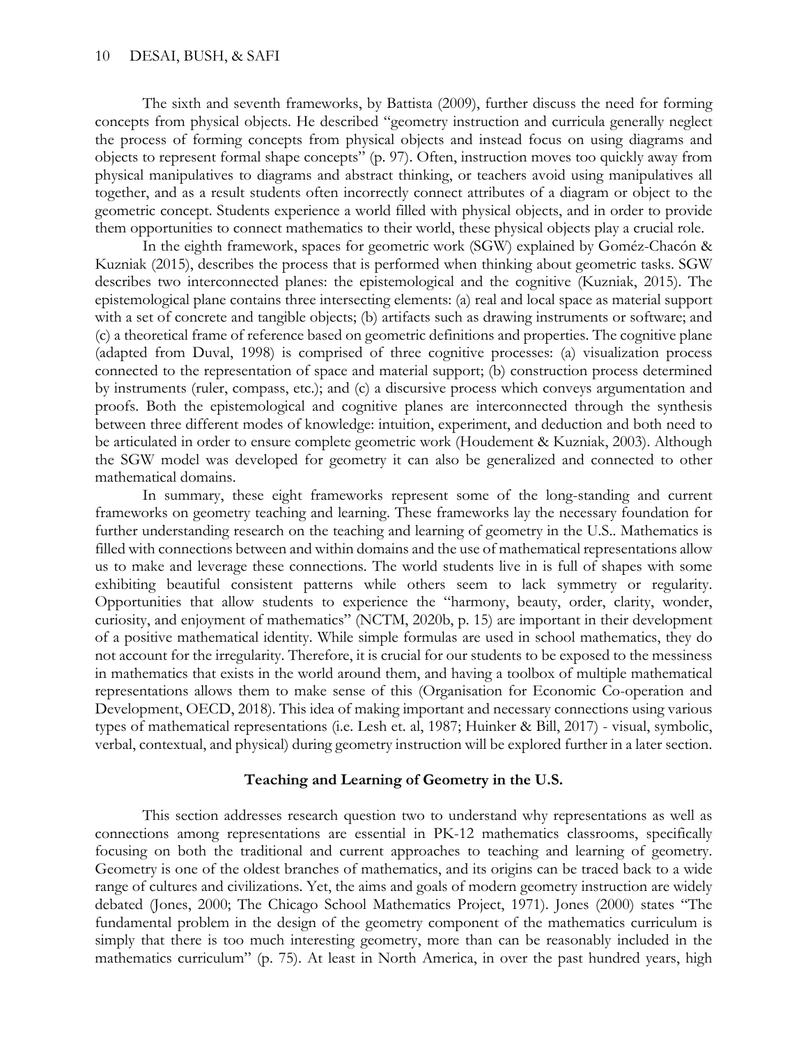The sixth and seventh frameworks, by Battista (2009), further discuss the need for forming concepts from physical objects. He described "geometry instruction and curricula generally neglect the process of forming concepts from physical objects and instead focus on using diagrams and objects to represent formal shape concepts" (p. 97). Often, instruction moves too quickly away from physical manipulatives to diagrams and abstract thinking, or teachers avoid using manipulatives all together, and as a result students often incorrectly connect attributes of a diagram or object to the geometric concept. Students experience a world filled with physical objects, and in order to provide them opportunities to connect mathematics to their world, these physical objects play a crucial role.

In the eighth framework, spaces for geometric work (SGW) explained by Goméz-Chacón & Kuzniak (2015), describes the process that is performed when thinking about geometric tasks. SGW describes two interconnected planes: the epistemological and the cognitive (Kuzniak, 2015). The epistemological plane contains three intersecting elements: (a) real and local space as material support with a set of concrete and tangible objects; (b) artifacts such as drawing instruments or software; and (c) a theoretical frame of reference based on geometric definitions and properties. The cognitive plane (adapted from Duval, 1998) is comprised of three cognitive processes: (a) visualization process connected to the representation of space and material support; (b) construction process determined by instruments (ruler, compass, etc.); and (c) a discursive process which conveys argumentation and proofs. Both the epistemological and cognitive planes are interconnected through the synthesis between three different modes of knowledge: intuition, experiment, and deduction and both need to be articulated in order to ensure complete geometric work (Houdement & Kuzniak, 2003). Although the SGW model was developed for geometry it can also be generalized and connected to other mathematical domains.

In summary, these eight frameworks represent some of the long-standing and current frameworks on geometry teaching and learning. These frameworks lay the necessary foundation for further understanding research on the teaching and learning of geometry in the U.S.. Mathematics is filled with connections between and within domains and the use of mathematical representations allow us to make and leverage these connections. The world students live in is full of shapes with some exhibiting beautiful consistent patterns while others seem to lack symmetry or regularity. Opportunities that allow students to experience the "harmony, beauty, order, clarity, wonder, curiosity, and enjoyment of mathematics" (NCTM, 2020b, p. 15) are important in their development of a positive mathematical identity. While simple formulas are used in school mathematics, they do not account for the irregularity. Therefore, it is crucial for our students to be exposed to the messiness in mathematics that exists in the world around them, and having a toolbox of multiple mathematical representations allows them to make sense of this (Organisation for Economic Co-operation and Development, OECD, 2018). This idea of making important and necessary connections using various types of mathematical representations (i.e. Lesh et. al, 1987; Huinker & Bill, 2017) - visual, symbolic, verbal, contextual, and physical) during geometry instruction will be explored further in a later section.

## Teaching and Learning of Geometry in the U.S.

This section addresses research question two to understand why representations as well as connections among representations are essential in PK-12 mathematics classrooms, specifically focusing on both the traditional and current approaches to teaching and learning of geometry. Geometry is one of the oldest branches of mathematics, and its origins can be traced back to a wide range of cultures and civilizations. Yet, the aims and goals of modern geometry instruction are widely debated (Jones, 2000; The Chicago School Mathematics Project, 1971). Jones (2000) states "The fundamental problem in the design of the geometry component of the mathematics curriculum is simply that there is too much interesting geometry, more than can be reasonably included in the mathematics curriculum" (p. 75). At least in North America, in over the past hundred years, high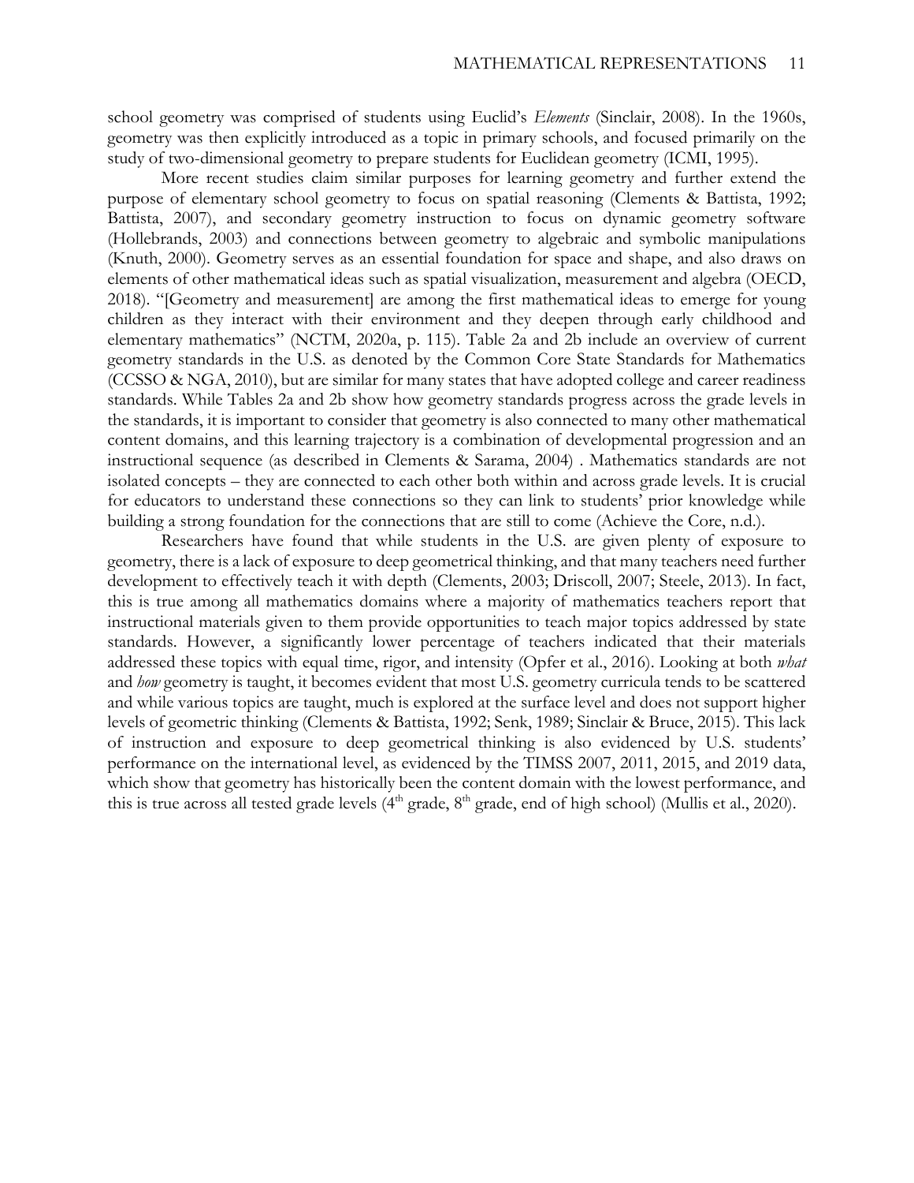school geometry was comprised of students using Euclid's *Elements* (Sinclair, 2008). In the 1960s, geometry was then explicitly introduced as a topic in primary schools, and focused primarily on the study of two-dimensional geometry to prepare students for Euclidean geometry (ICMI, 1995).

More recent studies claim similar purposes for learning geometry and further extend the purpose of elementary school geometry to focus on spatial reasoning (Clements & Battista, 1992; Battista, 2007), and secondary geometry instruction to focus on dynamic geometry software (Hollebrands, 2003) and connections between geometry to algebraic and symbolic manipulations (Knuth, 2000). Geometry serves as an essential foundation for space and shape, and also draws on elements of other mathematical ideas such as spatial visualization, measurement and algebra (OECD, 2018). "[Geometry and measurement] are among the first mathematical ideas to emerge for young children as they interact with their environment and they deepen through early childhood and elementary mathematics" (NCTM, 2020a, p. 115). Table 2a and 2b include an overview of current geometry standards in the U.S. as denoted by the Common Core State Standards for Mathematics (CCSSO & NGA, 2010), but are similar for many states that have adopted college and career readiness standards. While Tables 2a and 2b show how geometry standards progress across the grade levels in the standards, it is important to consider that geometry is also connected to many other mathematical content domains, and this learning trajectory is a combination of developmental progression and an instructional sequence (as described in Clements & Sarama, 2004) . Mathematics standards are not isolated concepts – they are connected to each other both within and across grade levels. It is crucial for educators to understand these connections so they can link to students' prior knowledge while building a strong foundation for the connections that are still to come (Achieve the Core, n.d.).

Researchers have found that while students in the U.S. are given plenty of exposure to geometry, there is a lack of exposure to deep geometrical thinking, and that many teachers need further development to effectively teach it with depth (Clements, 2003; Driscoll, 2007; Steele, 2013). In fact, this is true among all mathematics domains where a majority of mathematics teachers report that instructional materials given to them provide opportunities to teach major topics addressed by state standards. However, a significantly lower percentage of teachers indicated that their materials addressed these topics with equal time, rigor, and intensity (Opfer et al., 2016). Looking at both *what* and *how* geometry is taught, it becomes evident that most U.S. geometry curricula tends to be scattered and while various topics are taught, much is explored at the surface level and does not support higher levels of geometric thinking (Clements & Battista, 1992; Senk, 1989; Sinclair & Bruce, 2015). This lack of instruction and exposure to deep geometrical thinking is also evidenced by U.S. students' performance on the international level, as evidenced by the TIMSS 2007, 2011, 2015, and 2019 data, which show that geometry has historically been the content domain with the lowest performance, and this is true across all tested grade levels (4th grade, 8th grade, end of high school) (Mullis et al., 2020).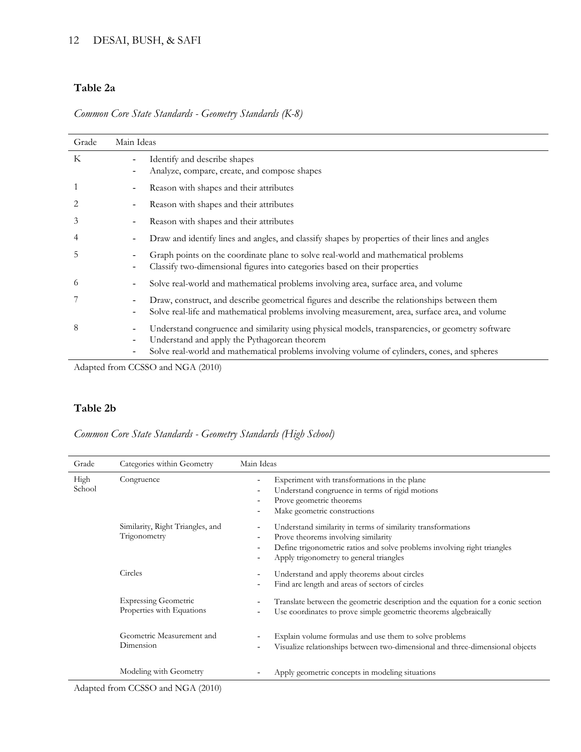**Table 2a**

*Common Core State Standards - Geometry Standards (K-8)*

| Grade | Main Ideas |
|---|---|
| K | - Identify and describe shapes<br>- Analyze, compare, create, and compose shapes |
| 1 | - Reason with shapes and their attributes |
| 2 | - Reason with shapes and their attributes |
| 3 | - Reason with shapes and their attributes |
| 4 | - Draw and identify lines and angles, and classify shapes by properties of their lines and angles |
| 5 | - Graph points on the coordinate plane to solve real-world and mathematical problems<br>- Classify two-dimensional figures into categories based on their properties |
| 6 | - Solve real-world and mathematical problems involving area, surface area, and volume |
| 7 | - Draw, construct, and describe geometrical figures and describe the relationships between them<br>- Solve real-life and mathematical problems involving measurement, area, surface area, and volume |
| 8 | - Understand congruence and similarity using physical models, transparencies, or geometry software<br>- Understand and apply the Pythagorean theorem<br>- Solve real-world and mathematical problems involving volume of cylinders, cones, and spheres |

Adapted from CCSSO and NGA (2010)

**Table 2b**

*Common Core State Standards - Geometry Standards (High School)*

| Grade | Categories within Geometry | Main Ideas |
|---|---|---|
| High School | Congruence | - Experiment with transformations in the plane<br>- Understand congruence in terms of rigid motions<br>- Prove geometric theorems<br>- Make geometric constructions |
| | Similarity, Right Triangles, and Trigonometry | - Understand similarity in terms of similarity transformations<br>- Prove theorems involving similarity<br>- Define trigonometric ratios and solve problems involving right triangles<br>- Apply trigonometry to general triangles |
| | Circles | - Understand and apply theorems about circles<br>- Find arc length and areas of sectors of circles |
| | Expressing Geometric Properties with Equations | - Translate between the geometric description and the equation for a conic section<br>- Use coordinates to prove simple geometric theorems algebraically |
| | Geometric Measurement and Dimension | - Explain volume formulas and use them to solve problems<br>- Visualize relationships between two-dimensional and three-dimensional objects |
| | Modeling with Geometry | - Apply geometric concepts in modeling situations |

Adapted from CCSSO and NGA (2010)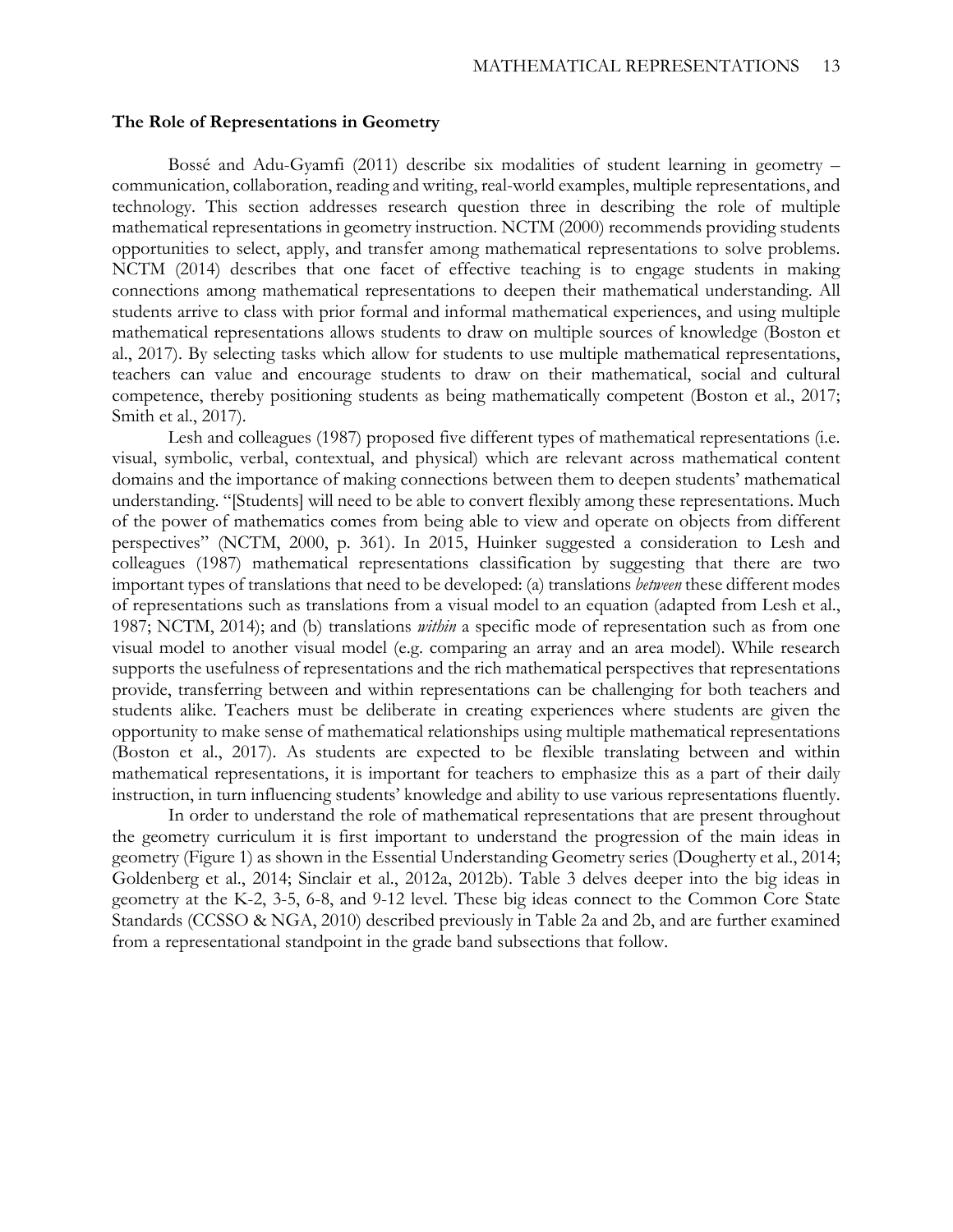### The Role of Representations in Geometry

Bossé and Adu-Gyamfi (2011) describe six modalities of student learning in geometry – communication, collaboration, reading and writing, real-world examples, multiple representations, and technology. This section addresses research question three in describing the role of multiple mathematical representations in geometry instruction. NCTM (2000) recommends providing students opportunities to select, apply, and transfer among mathematical representations to solve problems. NCTM (2014) describes that one facet of effective teaching is to engage students in making connections among mathematical representations to deepen their mathematical understanding. All students arrive to class with prior formal and informal mathematical experiences, and using multiple mathematical representations allows students to draw on multiple sources of knowledge (Boston et al., 2017). By selecting tasks which allow for students to use multiple mathematical representations, teachers can value and encourage students to draw on their mathematical, social and cultural competence, thereby positioning students as being mathematically competent (Boston et al., 2017; Smith et al., 2017).

Lesh and colleagues (1987) proposed five different types of mathematical representations (i.e. visual, symbolic, verbal, contextual, and physical) which are relevant across mathematical content domains and the importance of making connections between them to deepen students' mathematical understanding. "[Students] will need to be able to convert flexibly among these representations. Much of the power of mathematics comes from being able to view and operate on objects from different perspectives" (NCTM, 2000, p. 361). In 2015, Huinker suggested a consideration to Lesh and colleagues (1987) mathematical representations classification by suggesting that there are two important types of translations that need to be developed: (a) translations *between* these different modes of representations such as translations from a visual model to an equation (adapted from Lesh et al., 1987; NCTM, 2014); and (b) translations *within* a specific mode of representation such as from one visual model to another visual model (e.g. comparing an array and an area model). While research supports the usefulness of representations and the rich mathematical perspectives that representations provide, transferring between and within representations can be challenging for both teachers and students alike. Teachers must be deliberate in creating experiences where students are given the opportunity to make sense of mathematical relationships using multiple mathematical representations (Boston et al., 2017). As students are expected to be flexible translating between and within mathematical representations, it is important for teachers to emphasize this as a part of their daily instruction, in turn influencing students' knowledge and ability to use various representations fluently.

In order to understand the role of mathematical representations that are present throughout the geometry curriculum it is first important to understand the progression of the main ideas in geometry (Figure 1) as shown in the Essential Understanding Geometry series (Dougherty et al., 2014; Goldenberg et al., 2014; Sinclair et al., 2012a, 2012b). Table 3 delves deeper into the big ideas in geometry at the K-2, 3-5, 6-8, and 9-12 level. These big ideas connect to the Common Core State Standards (CCSSO & NGA, 2010) described previously in Table 2a and 2b, and are further examined from a representational standpoint in the grade band subsections that follow.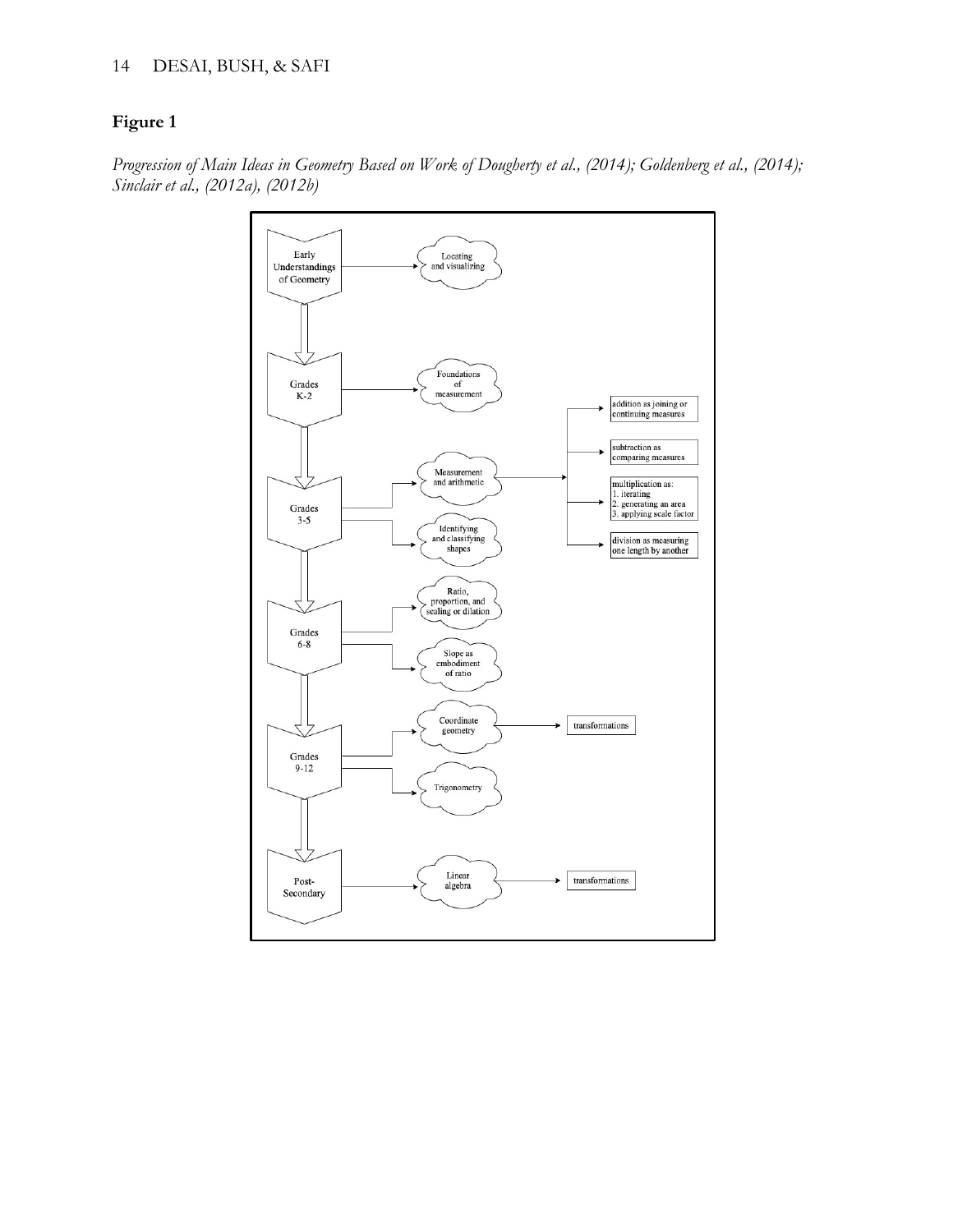**Figure 1**

*Progression of Main Ideas in Geometry Based on Work of Dougherty et al., (2014); Goldenberg et al., (2014); Sinclair et al., (2012a), (2012b)*

Early Understandings of Geometry → Locating and visualizing

Grades K-2 → Foundations of measurement

Grades 3-5 → Measurement and arithmetic → addition as joining or continuing measures; subtraction as comparing measures; multiplication as: 1. iterating 2. generating an area 3. applying scale factor; division as measuring one length by another

Grades 3-5 → Identifying and classifying shapes

Grades 6-8 → Ratio, proportion, and scaling or dilation

Grades 6-8 → Slope as embodiment of ratio

Grades 9-12 → Coordinate geometry → transformations

Grades 9-12 → Trigonometry

Post-Secondary → Linear algebra → transformations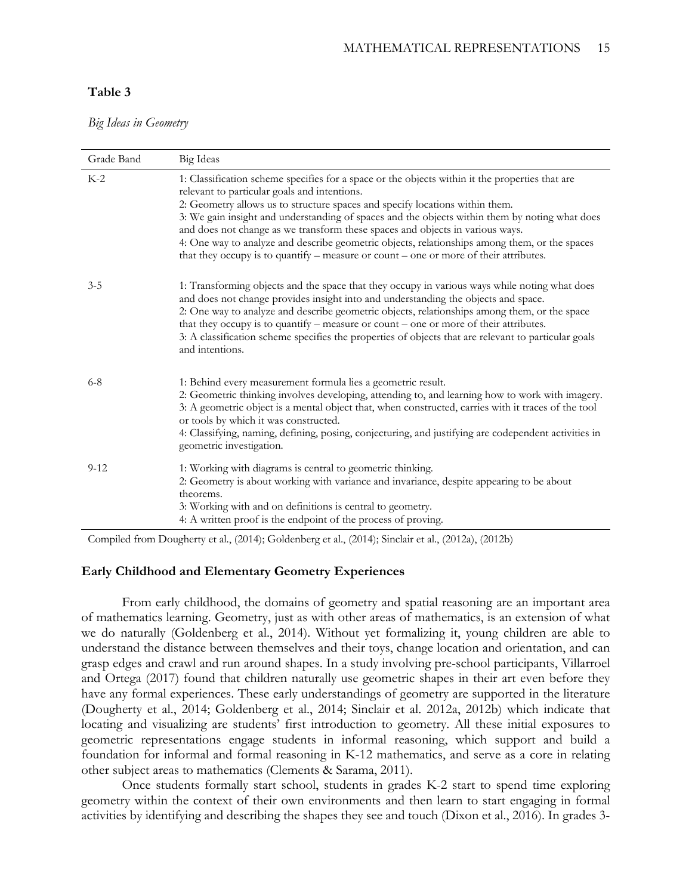**Table 3**

*Big Ideas in Geometry*

| Grade Band | Big Ideas |
|---|---|
| K-2 | 1: Classification scheme specifies for a space or the objects within it the properties that are relevant to particular goals and intentions.<br>2: Geometry allows us to structure spaces and specify locations within them.<br>3: We gain insight and understanding of spaces and the objects within them by noting what does and does not change as we transform these spaces and objects in various ways.<br>4: One way to analyze and describe geometric objects, relationships among them, or the spaces that they occupy is to quantify – measure or count – one or more of their attributes. |
| 3-5 | 1: Transforming objects and the space that they occupy in various ways while noting what does and does not change provides insight into and understanding the objects and space.<br>2: One way to analyze and describe geometric objects, relationships among them, or the space that they occupy is to quantify – measure or count – one or more of their attributes.<br>3: A classification scheme specifies the properties of objects that are relevant to particular goals and intentions. |
| 6-8 | 1: Behind every measurement formula lies a geometric result.<br>2: Geometric thinking involves developing, attending to, and learning how to work with imagery.<br>3: A geometric object is a mental object that, when constructed, carries with it traces of the tool or tools by which it was constructed.<br>4: Classifying, naming, defining, posing, conjecturing, and justifying are codependent activities in geometric investigation. |
| 9-12 | 1: Working with diagrams is central to geometric thinking.<br>2: Geometry is about working with variance and invariance, despite appearing to be about theorems.<br>3: Working with and on definitions is central to geometry.<br>4: A written proof is the endpoint of the process of proving. |

Compiled from Dougherty et al., (2014); Goldenberg et al., (2014); Sinclair et al., (2012a), (2012b)

### Early Childhood and Elementary Geometry Experiences

From early childhood, the domains of geometry and spatial reasoning are an important area of mathematics learning. Geometry, just as with other areas of mathematics, is an extension of what we do naturally (Goldenberg et al., 2014). Without yet formalizing it, young children are able to understand the distance between themselves and their toys, change location and orientation, and can grasp edges and crawl and run around shapes. In a study involving pre-school participants, Villarroel and Ortega (2017) found that children naturally use geometric shapes in their art even before they have any formal experiences. These early understandings of geometry are supported in the literature (Dougherty et al., 2014; Goldenberg et al., 2014; Sinclair et al. 2012a, 2012b) which indicate that locating and visualizing are students' first introduction to geometry. All these initial exposures to geometric representations engage students in informal reasoning, which support and build a foundation for informal and formal reasoning in K-12 mathematics, and serve as a core in relating other subject areas to mathematics (Clements & Sarama, 2011).

Once students formally start school, students in grades K-2 start to spend time exploring geometry within the context of their own environments and then learn to start engaging in formal activities by identifying and describing the shapes they see and touch (Dixon et al., 2016). In grades 3-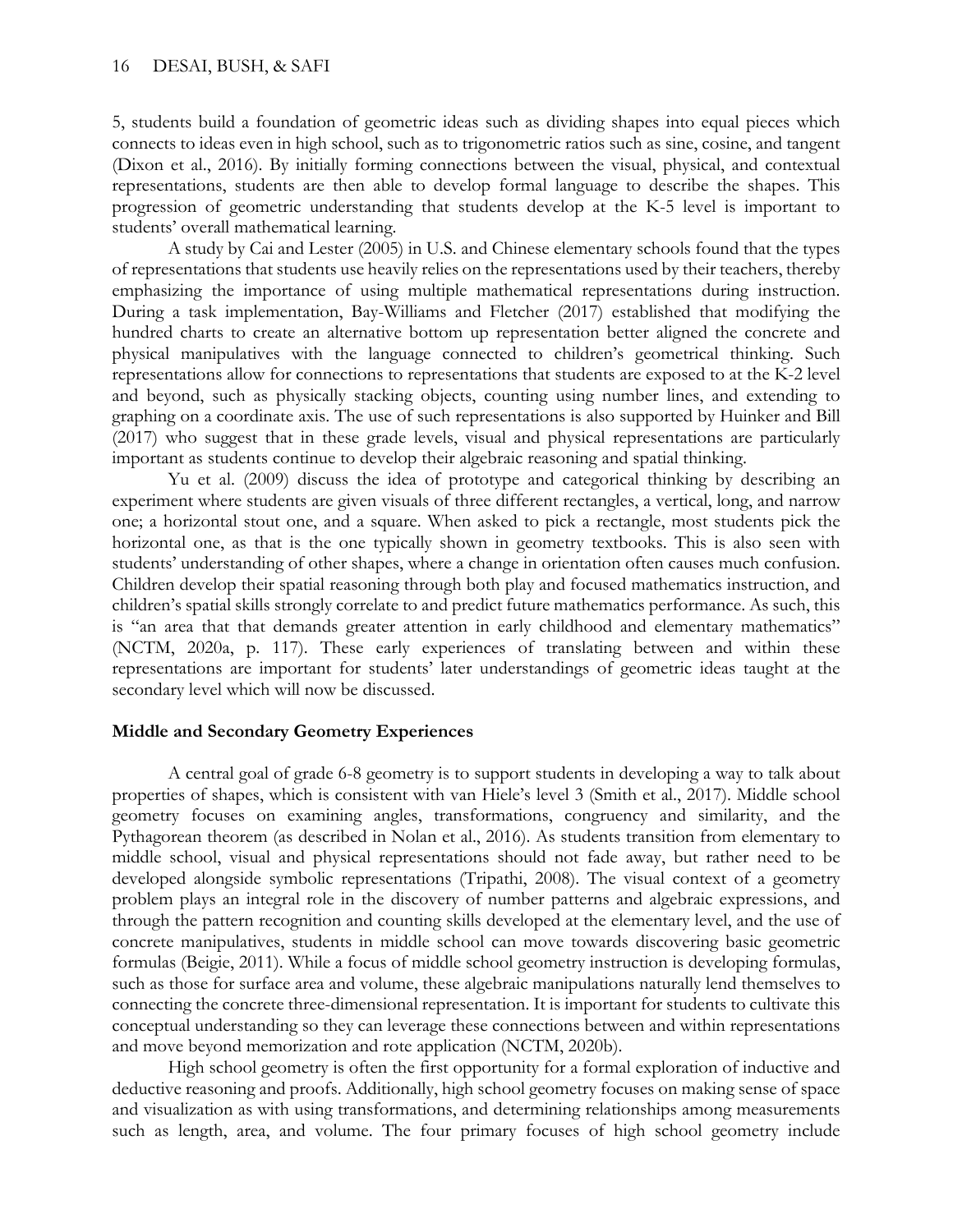5, students build a foundation of geometric ideas such as dividing shapes into equal pieces which connects to ideas even in high school, such as to trigonometric ratios such as sine, cosine, and tangent (Dixon et al., 2016). By initially forming connections between the visual, physical, and contextual representations, students are then able to develop formal language to describe the shapes. This progression of geometric understanding that students develop at the K-5 level is important to students' overall mathematical learning.

A study by Cai and Lester (2005) in U.S. and Chinese elementary schools found that the types of representations that students use heavily relies on the representations used by their teachers, thereby emphasizing the importance of using multiple mathematical representations during instruction. During a task implementation, Bay-Williams and Fletcher (2017) established that modifying the hundred charts to create an alternative bottom up representation better aligned the concrete and physical manipulatives with the language connected to children's geometrical thinking. Such representations allow for connections to representations that students are exposed to at the K-2 level and beyond, such as physically stacking objects, counting using number lines, and extending to graphing on a coordinate axis. The use of such representations is also supported by Huinker and Bill (2017) who suggest that in these grade levels, visual and physical representations are particularly important as students continue to develop their algebraic reasoning and spatial thinking.

Yu et al. (2009) discuss the idea of prototype and categorical thinking by describing an experiment where students are given visuals of three different rectangles, a vertical, long, and narrow one; a horizontal stout one, and a square. When asked to pick a rectangle, most students pick the horizontal one, as that is the one typically shown in geometry textbooks. This is also seen with students' understanding of other shapes, where a change in orientation often causes much confusion. Children develop their spatial reasoning through both play and focused mathematics instruction, and children's spatial skills strongly correlate to and predict future mathematics performance. As such, this is "an area that that demands greater attention in early childhood and elementary mathematics" (NCTM, 2020a, p. 117). These early experiences of translating between and within these representations are important for students' later understandings of geometric ideas taught at the secondary level which will now be discussed.

### Middle and Secondary Geometry Experiences

A central goal of grade 6-8 geometry is to support students in developing a way to talk about properties of shapes, which is consistent with van Hiele's level 3 (Smith et al., 2017). Middle school geometry focuses on examining angles, transformations, congruency and similarity, and the Pythagorean theorem (as described in Nolan et al., 2016). As students transition from elementary to middle school, visual and physical representations should not fade away, but rather need to be developed alongside symbolic representations (Tripathi, 2008). The visual context of a geometry problem plays an integral role in the discovery of number patterns and algebraic expressions, and through the pattern recognition and counting skills developed at the elementary level, and the use of concrete manipulatives, students in middle school can move towards discovering basic geometric formulas (Beigie, 2011). While a focus of middle school geometry instruction is developing formulas, such as those for surface area and volume, these algebraic manipulations naturally lend themselves to connecting the concrete three-dimensional representation. It is important for students to cultivate this conceptual understanding so they can leverage these connections between and within representations and move beyond memorization and rote application (NCTM, 2020b).

High school geometry is often the first opportunity for a formal exploration of inductive and deductive reasoning and proofs. Additionally, high school geometry focuses on making sense of space and visualization as with using transformations, and determining relationships among measurements such as length, area, and volume. The four primary focuses of high school geometry include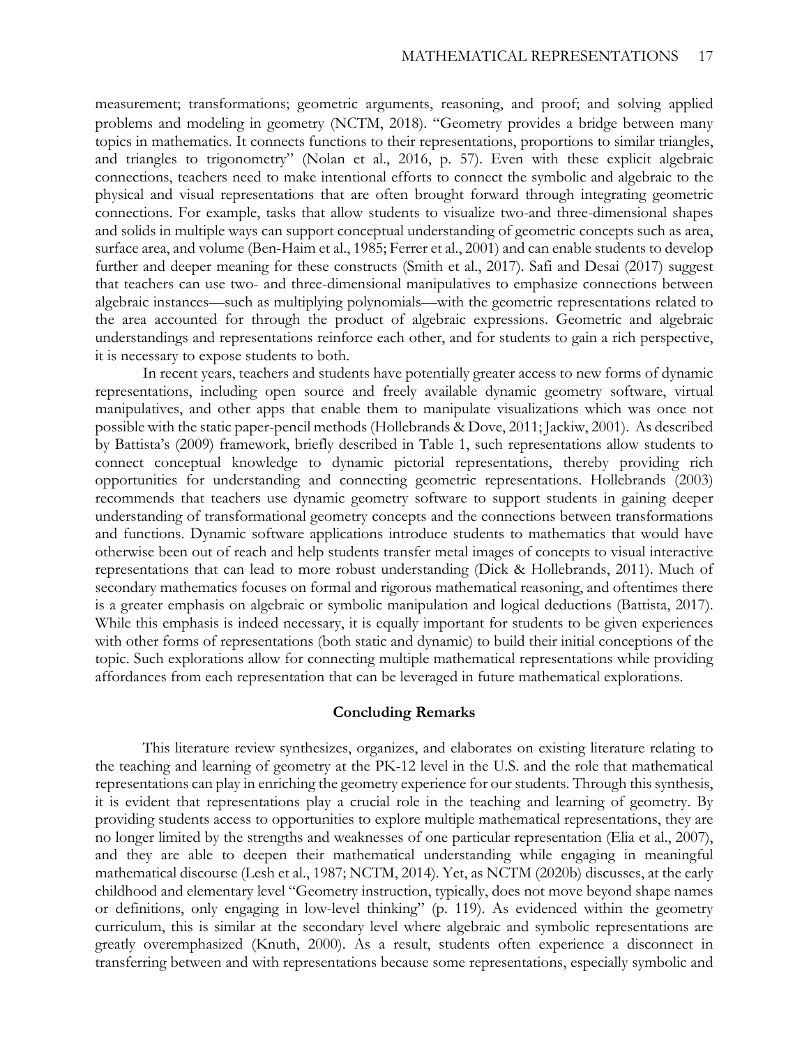measurement; transformations; geometric arguments, reasoning, and proof; and solving applied problems and modeling in geometry (NCTM, 2018). "Geometry provides a bridge between many topics in mathematics. It connects functions to their representations, proportions to similar triangles, and triangles to trigonometry" (Nolan et al., 2016, p. 57). Even with these explicit algebraic connections, teachers need to make intentional efforts to connect the symbolic and algebraic to the physical and visual representations that are often brought forward through integrating geometric connections. For example, tasks that allow students to visualize two-and three-dimensional shapes and solids in multiple ways can support conceptual understanding of geometric concepts such as area, surface area, and volume (Ben-Haim et al., 1985; Ferrer et al., 2001) and can enable students to develop further and deeper meaning for these constructs (Smith et al., 2017). Safi and Desai (2017) suggest that teachers can use two- and three-dimensional manipulatives to emphasize connections between algebraic instances—such as multiplying polynomials—with the geometric representations related to the area accounted for through the product of algebraic expressions. Geometric and algebraic understandings and representations reinforce each other, and for students to gain a rich perspective, it is necessary to expose students to both.

In recent years, teachers and students have potentially greater access to new forms of dynamic representations, including open source and freely available dynamic geometry software, virtual manipulatives, and other apps that enable them to manipulate visualizations which was once not possible with the static paper-pencil methods (Hollebrands & Dove, 2011; Jackiw, 2001). As described by Battista's (2009) framework, briefly described in Table 1, such representations allow students to connect conceptual knowledge to dynamic pictorial representations, thereby providing rich opportunities for understanding and connecting geometric representations. Hollebrands (2003) recommends that teachers use dynamic geometry software to support students in gaining deeper understanding of transformational geometry concepts and the connections between transformations and functions. Dynamic software applications introduce students to mathematics that would have otherwise been out of reach and help students transfer metal images of concepts to visual interactive representations that can lead to more robust understanding (Dick & Hollebrands, 2011). Much of secondary mathematics focuses on formal and rigorous mathematical reasoning, and oftentimes there is a greater emphasis on algebraic or symbolic manipulation and logical deductions (Battista, 2017). While this emphasis is indeed necessary, it is equally important for students to be given experiences with other forms of representations (both static and dynamic) to build their initial conceptions of the topic. Such explorations allow for connecting multiple mathematical representations while providing affordances from each representation that can be leveraged in future mathematical explorations.

## Concluding Remarks

This literature review synthesizes, organizes, and elaborates on existing literature relating to the teaching and learning of geometry at the PK-12 level in the U.S. and the role that mathematical representations can play in enriching the geometry experience for our students. Through this synthesis, it is evident that representations play a crucial role in the teaching and learning of geometry. By providing students access to opportunities to explore multiple mathematical representations, they are no longer limited by the strengths and weaknesses of one particular representation (Elia et al., 2007), and they are able to deepen their mathematical understanding while engaging in meaningful mathematical discourse (Lesh et al., 1987; NCTM, 2014). Yet, as NCTM (2020b) discusses, at the early childhood and elementary level "Geometry instruction, typically, does not move beyond shape names or definitions, only engaging in low-level thinking" (p. 119). As evidenced within the geometry curriculum, this is similar at the secondary level where algebraic and symbolic representations are greatly overemphasized (Knuth, 2000). As a result, students often experience a disconnect in transferring between and with representations because some representations, especially symbolic and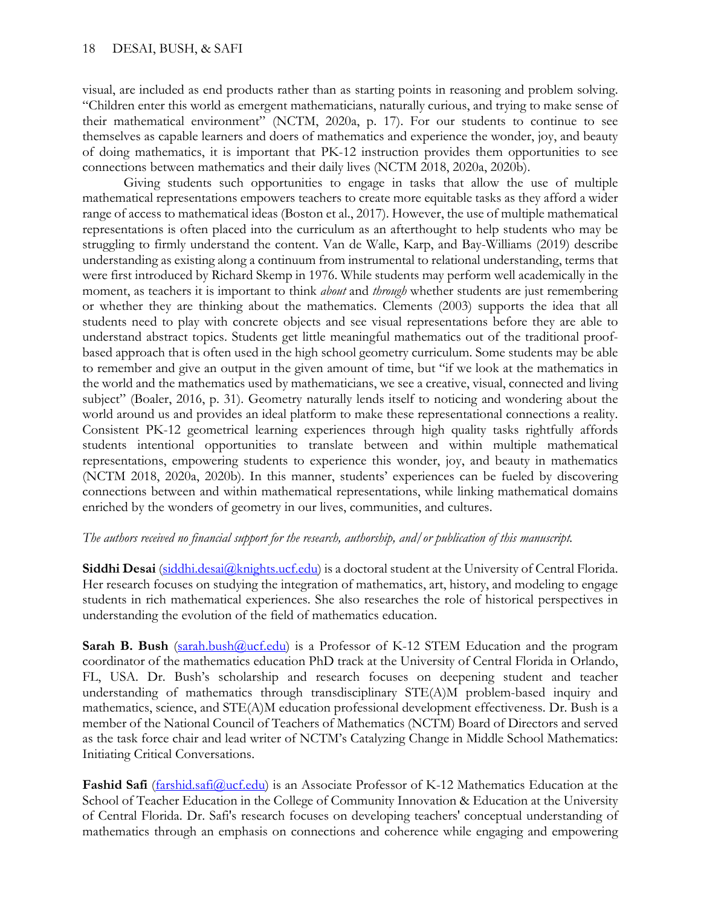visual, are included as end products rather than as starting points in reasoning and problem solving. "Children enter this world as emergent mathematicians, naturally curious, and trying to make sense of their mathematical environment" (NCTM, 2020a, p. 17). For our students to continue to see themselves as capable learners and doers of mathematics and experience the wonder, joy, and beauty of doing mathematics, it is important that PK-12 instruction provides them opportunities to see connections between mathematics and their daily lives (NCTM 2018, 2020a, 2020b).

Giving students such opportunities to engage in tasks that allow the use of multiple mathematical representations empowers teachers to create more equitable tasks as they afford a wider range of access to mathematical ideas (Boston et al., 2017). However, the use of multiple mathematical representations is often placed into the curriculum as an afterthought to help students who may be struggling to firmly understand the content. Van de Walle, Karp, and Bay-Williams (2019) describe understanding as existing along a continuum from instrumental to relational understanding, terms that were first introduced by Richard Skemp in 1976. While students may perform well academically in the moment, as teachers it is important to think *about* and *through* whether students are just remembering or whether they are thinking about the mathematics. Clements (2003) supports the idea that all students need to play with concrete objects and see visual representations before they are able to understand abstract topics. Students get little meaningful mathematics out of the traditional proof-based approach that is often used in the high school geometry curriculum. Some students may be able to remember and give an output in the given amount of time, but "if we look at the mathematics in the world and the mathematics used by mathematicians, we see a creative, visual, connected and living subject" (Boaler, 2016, p. 31). Geometry naturally lends itself to noticing and wondering about the world around us and provides an ideal platform to make these representational connections a reality. Consistent PK-12 geometrical learning experiences through high quality tasks rightfully affords students intentional opportunities to translate between and within multiple mathematical representations, empowering students to experience this wonder, joy, and beauty in mathematics (NCTM 2018, 2020a, 2020b). In this manner, students' experiences can be fueled by discovering connections between and within mathematical representations, while linking mathematical domains enriched by the wonders of geometry in our lives, communities, and cultures.

*The authors received no financial support for the research, authorship, and/or publication of this manuscript.*

**Siddhi Desai** (siddhi.desai@knights.ucf.edu) is a doctoral student at the University of Central Florida. Her research focuses on studying the integration of mathematics, art, history, and modeling to engage students in rich mathematical experiences. She also researches the role of historical perspectives in understanding the evolution of the field of mathematics education.

**Sarah B. Bush** (sarah.bush@ucf.edu) is a Professor of K-12 STEM Education and the program coordinator of the mathematics education PhD track at the University of Central Florida in Orlando, FL, USA. Dr. Bush's scholarship and research focuses on deepening student and teacher understanding of mathematics through transdisciplinary STE(A)M problem-based inquiry and mathematics, science, and STE(A)M education professional development effectiveness. Dr. Bush is a member of the National Council of Teachers of Mathematics (NCTM) Board of Directors and served as the task force chair and lead writer of NCTM's Catalyzing Change in Middle School Mathematics: Initiating Critical Conversations.

**Fashid Safi** (farshid.safi@ucf.edu) is an Associate Professor of K-12 Mathematics Education at the School of Teacher Education in the College of Community Innovation & Education at the University of Central Florida. Dr. Safi's research focuses on developing teachers' conceptual understanding of mathematics through an emphasis on connections and coherence while engaging and empowering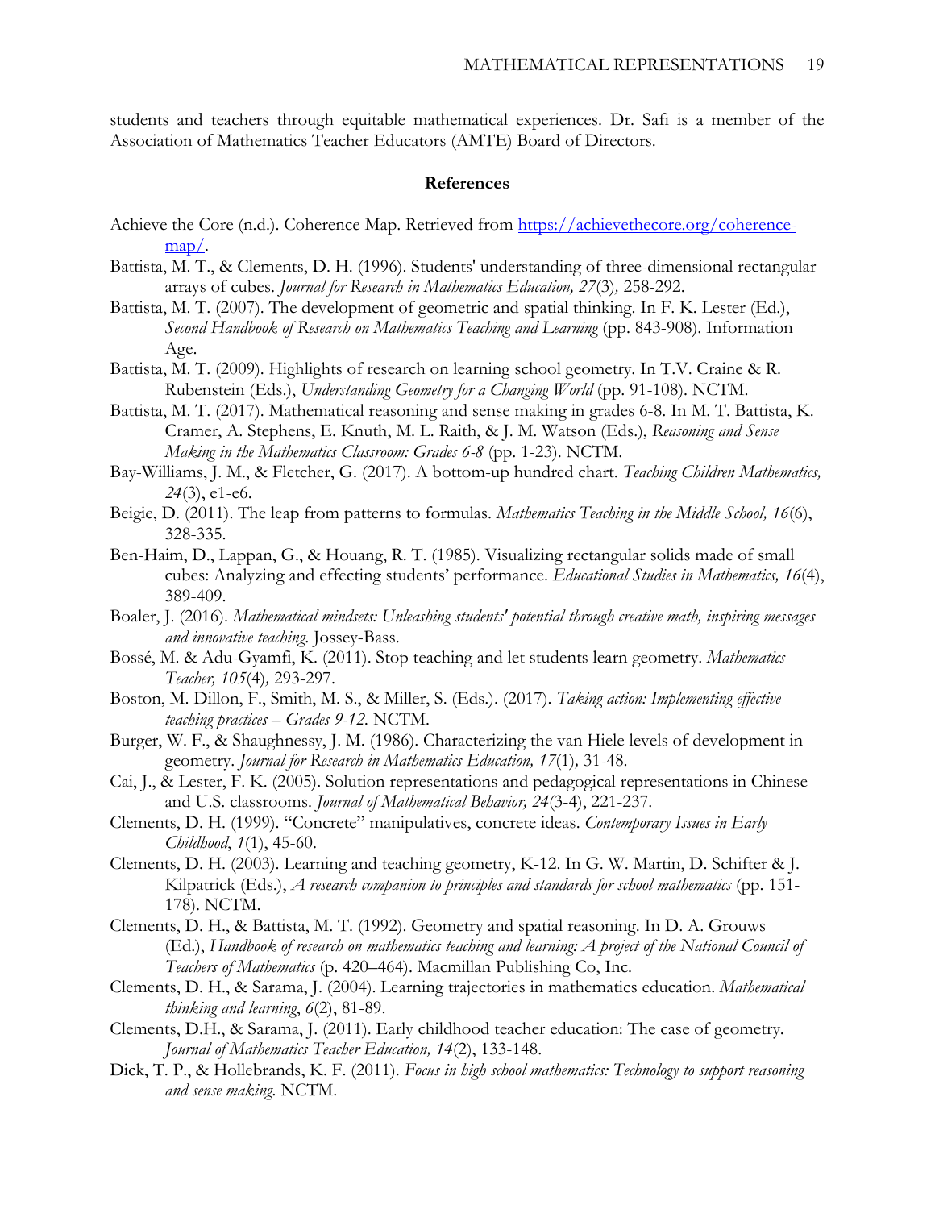students and teachers through equitable mathematical experiences. Dr. Safi is a member of the Association of Mathematics Teacher Educators (AMTE) Board of Directors.

## References

Achieve the Core (n.d.). Coherence Map. Retrieved from [https://achievethecore.org/coherence-map/](https://achievethecore.org/coherence-map/).

Battista, M. T., & Clements, D. H. (1996). Students' understanding of three-dimensional rectangular arrays of cubes. *Journal for Research in Mathematics Education, 27*(3), 258-292.

Battista, M. T. (2007). The development of geometric and spatial thinking. In F. K. Lester (Ed.), *Second Handbook of Research on Mathematics Teaching and Learning* (pp. 843-908). Information Age.

Battista, M. T. (2009). Highlights of research on learning school geometry. In T.V. Craine & R. Rubenstein (Eds.), *Understanding Geometry for a Changing World* (pp. 91-108). NCTM.

Battista, M. T. (2017). Mathematical reasoning and sense making in grades 6-8. In M. T. Battista, K. Cramer, A. Stephens, E. Knuth, M. L. Raith, & J. M. Watson (Eds.), *Reasoning and Sense Making in the Mathematics Classroom: Grades 6-8* (pp. 1-23). NCTM.

Bay-Williams, J. M., & Fletcher, G. (2017). A bottom-up hundred chart. *Teaching Children Mathematics, 24*(3), e1-e6.

Beigie, D. (2011). The leap from patterns to formulas. *Mathematics Teaching in the Middle School, 16*(6), 328-335.

Ben-Haim, D., Lappan, G., & Houang, R. T. (1985). Visualizing rectangular solids made of small cubes: Analyzing and effecting students' performance. *Educational Studies in Mathematics, 16*(4), 389-409.

Boaler, J. (2016). *Mathematical mindsets: Unleashing students' potential through creative math, inspiring messages and innovative teaching.* Jossey-Bass.

Bossé, M. & Adu-Gyamfi, K. (2011). Stop teaching and let students learn geometry. *Mathematics Teacher, 105*(4), 293-297.

Boston, M. Dillon, F., Smith, M. S., & Miller, S. (Eds.). (2017). *Taking action: Implementing effective teaching practices – Grades 9-12.* NCTM.

Burger, W. F., & Shaughnessy, J. M. (1986). Characterizing the van Hiele levels of development in geometry. *Journal for Research in Mathematics Education, 17*(1), 31-48.

Cai, J., & Lester, F. K. (2005). Solution representations and pedagogical representations in Chinese and U.S. classrooms. *Journal of Mathematical Behavior, 24*(3-4), 221-237.

Clements, D. H. (1999). "Concrete" manipulatives, concrete ideas. *Contemporary Issues in Early Childhood*, *1*(1), 45-60.

Clements, D. H. (2003). Learning and teaching geometry, K-12. In G. W. Martin, D. Schifter & J. Kilpatrick (Eds.), *A research companion to principles and standards for school mathematics* (pp. 151-178). NCTM.

Clements, D. H., & Battista, M. T. (1992). Geometry and spatial reasoning. In D. A. Grouws (Ed.), *Handbook of research on mathematics teaching and learning: A project of the National Council of Teachers of Mathematics* (p. 420–464). Macmillan Publishing Co, Inc.

Clements, D. H., & Sarama, J. (2004). Learning trajectories in mathematics education. *Mathematical thinking and learning*, *6*(2), 81-89.

Clements, D.H., & Sarama, J. (2011). Early childhood teacher education: The case of geometry. *Journal of Mathematics Teacher Education, 14*(2), 133-148.

Dick, T. P., & Hollebrands, K. F. (2011). *Focus in high school mathematics: Technology to support reasoning and sense making.* NCTM.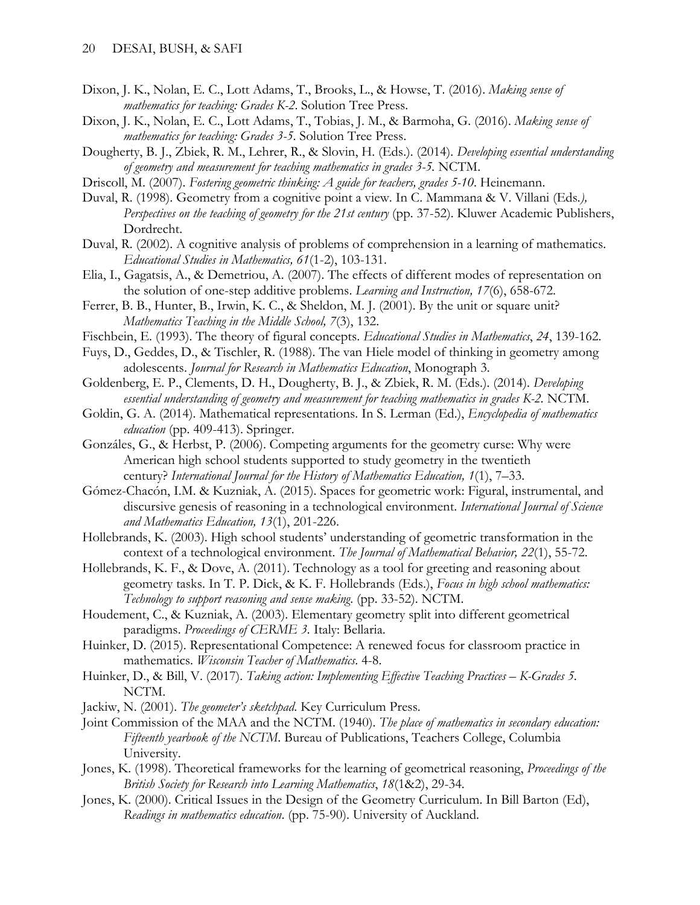Dixon, J. K., Nolan, E. C., Lott Adams, T., Brooks, L., & Howse, T. (2016). *Making sense of mathematics for teaching: Grades K-2*. Solution Tree Press.

Dixon, J. K., Nolan, E. C., Lott Adams, T., Tobias, J. M., & Barmoha, G. (2016). *Making sense of mathematics for teaching: Grades 3-5*. Solution Tree Press.

Dougherty, B. J., Zbiek, R. M., Lehrer, R., & Slovin, H. (Eds.). (2014). *Developing essential understanding of geometry and measurement for teaching mathematics in grades 3-5*. NCTM.

Driscoll, M. (2007). *Fostering geometric thinking: A guide for teachers, grades 5-10*. Heinemann.

Duval, R. (1998). Geometry from a cognitive point a view. In C. Mammana & V. Villani (Eds*.), Perspectives on the teaching of geometry for the 21st century* (pp. 37-52). Kluwer Academic Publishers, Dordrecht.

Duval, R. (2002). A cognitive analysis of problems of comprehension in a learning of mathematics. *Educational Studies in Mathematics, 61*(1-2), 103-131.

Elia, I., Gagatsis, A., & Demetriou, A. (2007). The effects of different modes of representation on the solution of one-step additive problems. *Learning and Instruction, 17*(6), 658-672.

Ferrer, B. B., Hunter, B., Irwin, K. C., & Sheldon, M. J. (2001). By the unit or square unit? *Mathematics Teaching in the Middle School, 7*(3), 132.

Fischbein, E. (1993). The theory of figural concepts. *Educational Studies in Mathematics*, *24*, 139-162.

Fuys, D., Geddes, D., & Tischler, R. (1988). The van Hiele model of thinking in geometry among adolescents. *Journal for Research in Mathematics Education*, Monograph 3.

Goldenberg, E. P., Clements, D. H., Dougherty, B. J., & Zbiek, R. M. (Eds.). (2014). *Developing essential understanding of geometry and measurement for teaching mathematics in grades K-2*. NCTM.

Goldin, G. A. (2014). Mathematical representations. In S. Lerman (Ed.), *Encyclopedia of mathematics education* (pp. 409-413). Springer.

Gonzáles, G., & Herbst, P. (2006). Competing arguments for the geometry curse: Why were American high school students supported to study geometry in the twentieth century? *International Journal for the History of Mathematics Education, 1*(1), 7–33.

Gómez-Chacón, I.M. & Kuzniak, A. (2015). Spaces for geometric work: Figural, instrumental, and discursive genesis of reasoning in a technological environment. *International Journal of Science and Mathematics Education, 13*(1), 201-226.

Hollebrands, K. (2003). High school students' understanding of geometric transformation in the context of a technological environment. *The Journal of Mathematical Behavior, 22*(1), 55-72.

Hollebrands, K. F., & Dove, A. (2011). Technology as a tool for greeting and reasoning about geometry tasks. In T. P. Dick, & K. F. Hollebrands (Eds.), *Focus in high school mathematics: Technology to support reasoning and sense making*. (pp. 33-52). NCTM.

Houdement, C., & Kuzniak, A. (2003). Elementary geometry split into different geometrical paradigms. *Proceedings of CERME 3.* Italy: Bellaria.

Huinker, D. (2015). Representational Competence: A renewed focus for classroom practice in mathematics. *Wisconsin Teacher of Mathematics*. 4-8.

Huinker, D., & Bill, V. (2017). *Taking action: Implementing Effective Teaching Practices – K-Grades 5*. NCTM.

Jackiw, N. (2001). *The geometer's sketchpad*. Key Curriculum Press.

Joint Commission of the MAA and the NCTM. (1940). *The place of mathematics in secondary education: Fifteenth yearbook of the NCTM*. Bureau of Publications, Teachers College, Columbia University.

Jones, K. (1998). Theoretical frameworks for the learning of geometrical reasoning, *Proceedings of the British Society for Research into Learning Mathematics*, *18*(1&2), 29-34.

Jones, K. (2000). Critical Issues in the Design of the Geometry Curriculum. In Bill Barton (Ed), *Readings in mathematics education*. (pp. 75-90). University of Auckland.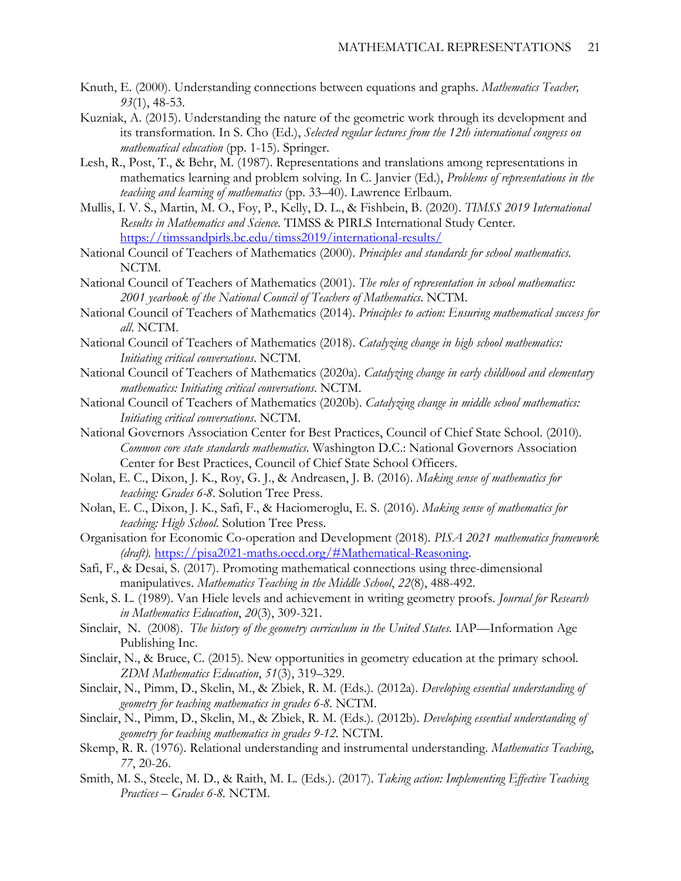Knuth, E. (2000). Understanding connections between equations and graphs. *Mathematics Teacher, 93*(1), 48-53.

Kuzniak, A. (2015). Understanding the nature of the geometric work through its development and its transformation. In S. Cho (Ed.), *Selected regular lectures from the 12th international congress on mathematical education* (pp. 1-15). Springer.

Lesh, R., Post, T., & Behr, M. (1987). Representations and translations among representations in mathematics learning and problem solving. In C. Janvier (Ed.), *Problems of representations in the teaching and learning of mathematics* (pp. 33–40). Lawrence Erlbaum.

Mullis, I. V. S., Martin, M. O., Foy, P., Kelly, D. L., & Fishbein, B. (2020). *TIMSS 2019 International Results in Mathematics and Science.* TIMSS & PIRLS International Study Center. https://timssandpirls.bc.edu/timss2019/international-results/

National Council of Teachers of Mathematics (2000). *Principles and standards for school mathematics.* NCTM.

National Council of Teachers of Mathematics (2001). *The roles of representation in school mathematics: 2001 yearbook of the National Council of Teachers of Mathematics*. NCTM.

National Council of Teachers of Mathematics (2014). *Principles to action: Ensuring mathematical success for all*. NCTM.

National Council of Teachers of Mathematics (2018). *Catalyzing change in high school mathematics: Initiating critical conversations*. NCTM.

National Council of Teachers of Mathematics (2020a). *Catalyzing change in early childhood and elementary mathematics: Initiating critical conversations*. NCTM.

National Council of Teachers of Mathematics (2020b). *Catalyzing change in middle school mathematics: Initiating critical conversations*. NCTM.

National Governors Association Center for Best Practices, Council of Chief State School. (2010). *Common core state standards mathematics.* Washington D.C.: National Governors Association Center for Best Practices, Council of Chief State School Officers.

Nolan, E. C., Dixon, J. K., Roy, G. J., & Andreasen, J. B. (2016). *Making sense of mathematics for teaching: Grades 6-8*. Solution Tree Press.

Nolan, E. C., Dixon, J. K., Safi, F., & Haciomeroglu, E. S. (2016). *Making sense of mathematics for teaching: High School.* Solution Tree Press.

Organisation for Economic Co-operation and Development (2018). *PISA 2021 mathematics framework (draft).* https://pisa2021-maths.oecd.org/#Mathematical-Reasoning.

Safi, F., & Desai, S. (2017). Promoting mathematical connections using three-dimensional manipulatives. *Mathematics Teaching in the Middle School*, *22*(8), 488-492.

Senk, S. L. (1989). Van Hiele levels and achievement in writing geometry proofs. *Journal for Research in Mathematics Education*, *20*(3), 309-321.

Sinclair, N. (2008). *The history of the geometry curriculum in the United States.* IAP—Information Age Publishing Inc.

Sinclair, N., & Bruce, C. (2015). New opportunities in geometry education at the primary school. *ZDM Mathematics Education*, *51*(3), 319–329.

Sinclair, N., Pimm, D., Skelin, M., & Zbiek, R. M. (Eds.). (2012a). *Developing essential understanding of geometry for teaching mathematics in grades 6-8*. NCTM.

Sinclair, N., Pimm, D., Skelin, M., & Zbiek, R. M. (Eds.). (2012b). *Developing essential understanding of geometry for teaching mathematics in grades 9-12.* NCTM.

Skemp, R. R. (1976). Relational understanding and instrumental understanding. *Mathematics Teaching*, *77*, 20-26.

Smith, M. S., Steele, M. D., & Raith, M. L. (Eds.). (2017). *Taking action: Implementing Effective Teaching Practices – Grades 6-8.* NCTM.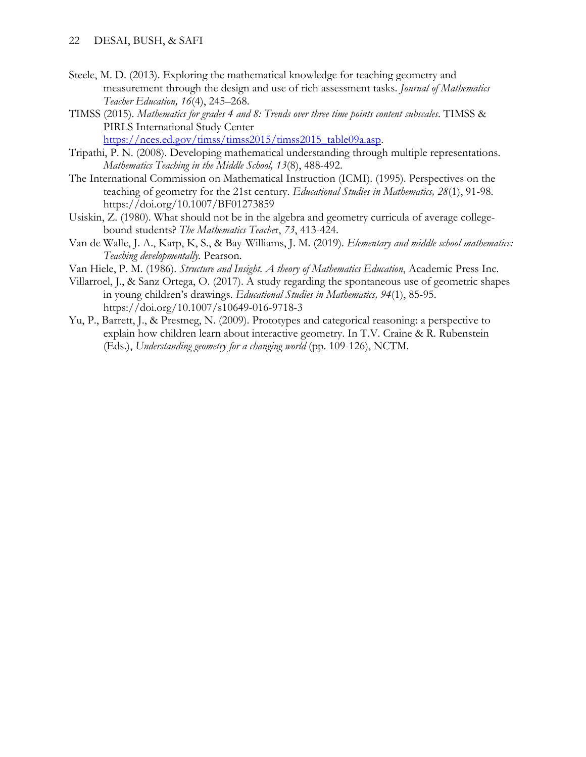Steele, M. D. (2013). Exploring the mathematical knowledge for teaching geometry and measurement through the design and use of rich assessment tasks. *Journal of Mathematics Teacher Education, 16*(4), 245–268.

TIMSS (2015). *Mathematics for grades 4 and 8: Trends over three time points content subscales*. TIMSS & PIRLS International Study Center [https://nces.ed.gov/timss/timss2015/timss2015_table09a.asp](https://nces.ed.gov/timss/timss2015/timss2015_table09a.asp).

Tripathi, P. N. (2008). Developing mathematical understanding through multiple representations. *Mathematics Teaching in the Middle School, 13*(8), 488-492.

The International Commission on Mathematical Instruction (ICMI). (1995). Perspectives on the teaching of geometry for the 21st century. *Educational Studies in Mathematics, 28*(1), 91-98. https://doi.org/10.1007/BF01273859

Usiskin, Z. (1980). What should not be in the algebra and geometry curricula of average college-bound students? *The Mathematics Teache*r, *73*, 413-424.

Van de Walle, J. A., Karp, K, S., & Bay-Williams, J. M. (2019). *Elementary and middle school mathematics: Teaching developmentally.* Pearson.

Van Hiele, P. M. (1986). *Structure and Insight. A theory of Mathematics Education*, Academic Press Inc.

Villarroel, J., & Sanz Ortega, O. (2017). A study regarding the spontaneous use of geometric shapes in young children's drawings. *Educational Studies in Mathematics, 94*(1), 85-95. https://doi.org/10.1007/s10649-016-9718-3

Yu, P., Barrett, J., & Presmeg, N. (2009). Prototypes and categorical reasoning: a perspective to explain how children learn about interactive geometry. In T.V. Craine & R. Rubenstein (Eds.), *Understanding geometry for a changing world* (pp. 109-126), NCTM.